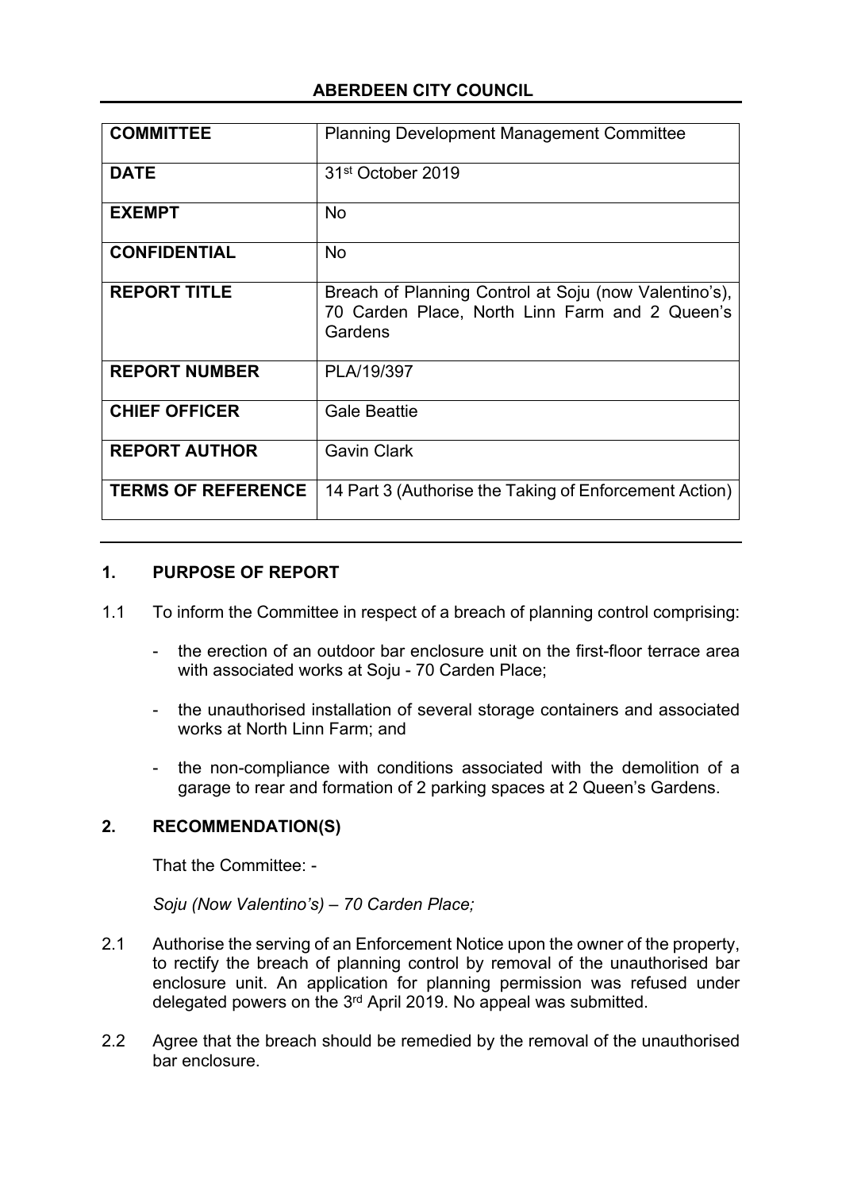# ABERDEEN CITY COUNCIL

| | |
|---|---|
| **COMMITTEE** | Planning Development Management Committee |
| **DATE** | 31st October 2019 |
| **EXEMPT** | No |
| **CONFIDENTIAL** | No |
| **REPORT TITLE** | Breach of Planning Control at Soju (now Valentino's), 70 Carden Place, North Linn Farm and 2 Queen's Gardens |
| **REPORT NUMBER** | PLA/19/397 |
| **CHIEF OFFICER** | Gale Beattie |
| **REPORT AUTHOR** | Gavin Clark |
| **TERMS OF REFERENCE** | 14 Part 3 (Authorise the Taking of Enforcement Action) |

## 1. PURPOSE OF REPORT

1.1 To inform the Committee in respect of a breach of planning control comprising:

- the erection of an outdoor bar enclosure unit on the first-floor terrace area with associated works at Soju - 70 Carden Place;
- the unauthorised installation of several storage containers and associated works at North Linn Farm; and
- the non-compliance with conditions associated with the demolition of a garage to rear and formation of 2 parking spaces at 2 Queen's Gardens.

## 2. RECOMMENDATION(S)

That the Committee: -

*Soju (Now Valentino's) – 70 Carden Place;*

2.1 Authorise the serving of an Enforcement Notice upon the owner of the property, to rectify the breach of planning control by removal of the unauthorised bar enclosure unit. An application for planning permission was refused under delegated powers on the 3rd April 2019. No appeal was submitted.

2.2 Agree that the breach should be remedied by the removal of the unauthorised bar enclosure.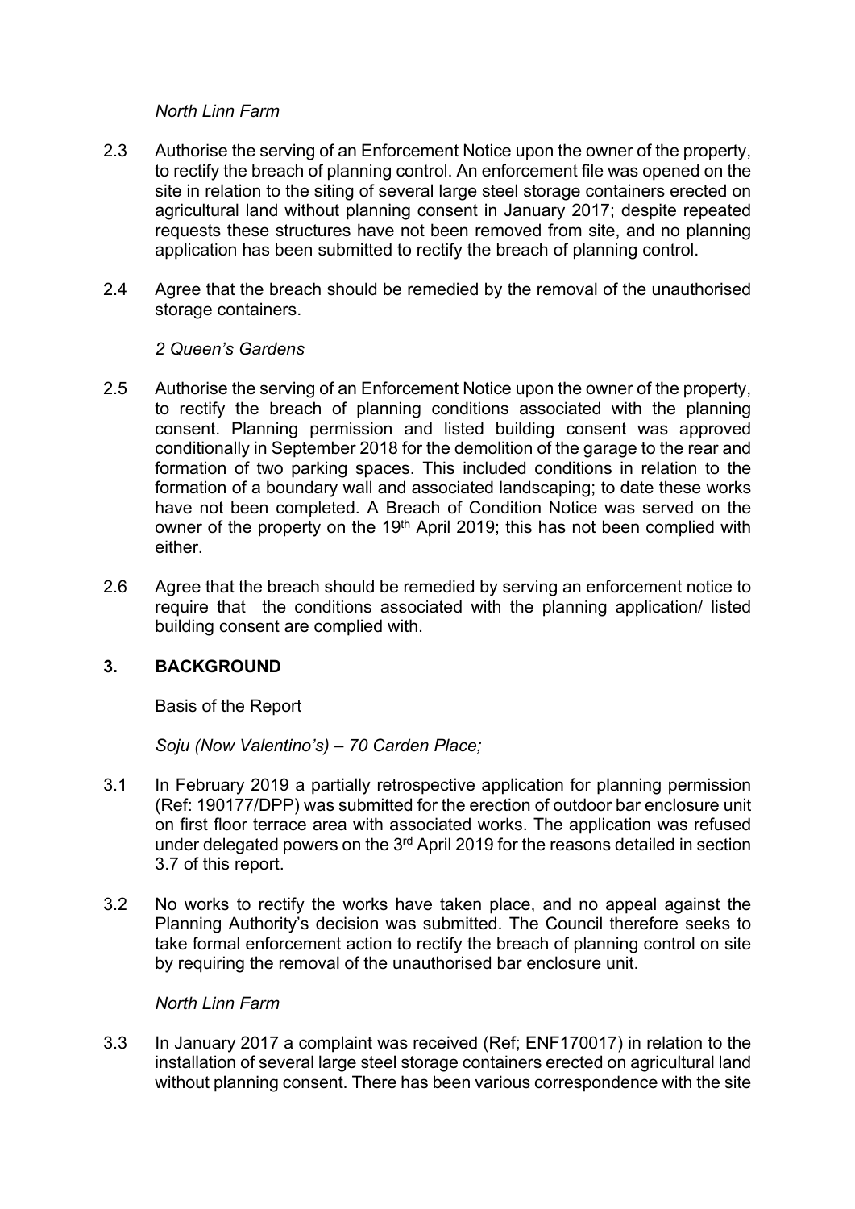*North Linn Farm*

2.3 Authorise the serving of an Enforcement Notice upon the owner of the property, to rectify the breach of planning control. An enforcement file was opened on the site in relation to the siting of several large steel storage containers erected on agricultural land without planning consent in January 2017; despite repeated requests these structures have not been removed from site, and no planning application has been submitted to rectify the breach of planning control.

2.4 Agree that the breach should be remedied by the removal of the unauthorised storage containers.

*2 Queen's Gardens*

2.5 Authorise the serving of an Enforcement Notice upon the owner of the property, to rectify the breach of planning conditions associated with the planning consent. Planning permission and listed building consent was approved conditionally in September 2018 for the demolition of the garage to the rear and formation of two parking spaces. This included conditions in relation to the formation of a boundary wall and associated landscaping; to date these works have not been completed. A Breach of Condition Notice was served on the owner of the property on the 19th April 2019; this has not been complied with either.

2.6 Agree that the breach should be remedied by serving an enforcement notice to require that the conditions associated with the planning application/ listed building consent are complied with.

## 3. BACKGROUND

Basis of the Report

*Soju (Now Valentino's) – 70 Carden Place;*

3.1 In February 2019 a partially retrospective application for planning permission (Ref: 190177/DPP) was submitted for the erection of outdoor bar enclosure unit on first floor terrace area with associated works. The application was refused under delegated powers on the 3rd April 2019 for the reasons detailed in section 3.7 of this report.

3.2 No works to rectify the works have taken place, and no appeal against the Planning Authority's decision was submitted. The Council therefore seeks to take formal enforcement action to rectify the breach of planning control on site by requiring the removal of the unauthorised bar enclosure unit.

*North Linn Farm*

3.3 In January 2017 a complaint was received (Ref; ENF170017) in relation to the installation of several large steel storage containers erected on agricultural land without planning consent. There has been various correspondence with the site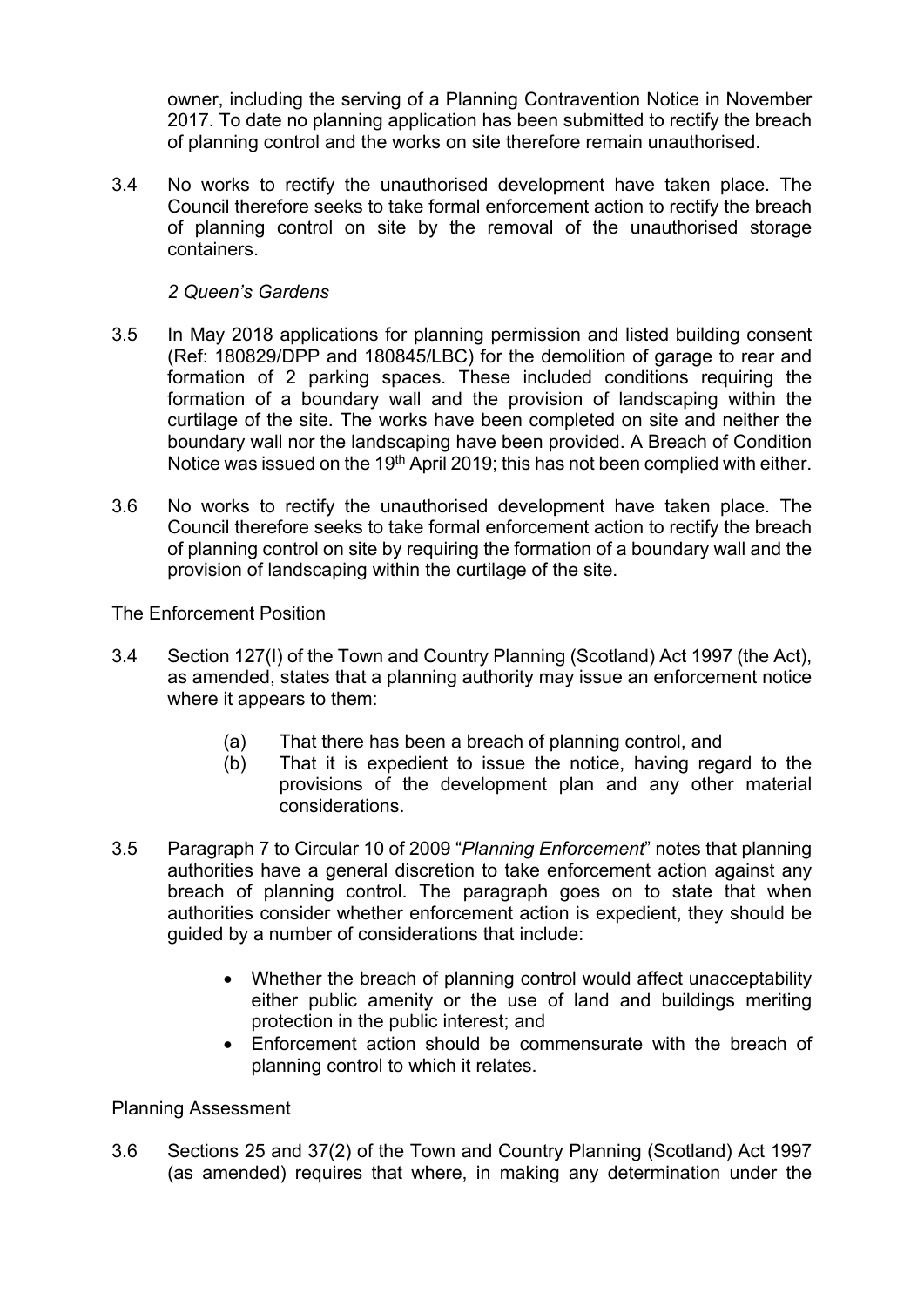owner, including the serving of a Planning Contravention Notice in November 2017. To date no planning application has been submitted to rectify the breach of planning control and the works on site therefore remain unauthorised.

3.4 No works to rectify the unauthorised development have taken place. The Council therefore seeks to take formal enforcement action to rectify the breach of planning control on site by the removal of the unauthorised storage containers.

*2 Queen's Gardens*

3.5 In May 2018 applications for planning permission and listed building consent (Ref: 180829/DPP and 180845/LBC) for the demolition of garage to rear and formation of 2 parking spaces. These included conditions requiring the formation of a boundary wall and the provision of landscaping within the curtilage of the site. The works have been completed on site and neither the boundary wall nor the landscaping have been provided. A Breach of Condition Notice was issued on the 19th April 2019; this has not been complied with either.

3.6 No works to rectify the unauthorised development have taken place. The Council therefore seeks to take formal enforcement action to rectify the breach of planning control on site by requiring the formation of a boundary wall and the provision of landscaping within the curtilage of the site.

The Enforcement Position

3.4 Section 127(I) of the Town and Country Planning (Scotland) Act 1997 (the Act), as amended, states that a planning authority may issue an enforcement notice where it appears to them:

(a) That there has been a breach of planning control, and
(b) That it is expedient to issue the notice, having regard to the provisions of the development plan and any other material considerations.

3.5 Paragraph 7 to Circular 10 of 2009 "*Planning Enforcement*" notes that planning authorities have a general discretion to take enforcement action against any breach of planning control. The paragraph goes on to state that when authorities consider whether enforcement action is expedient, they should be guided by a number of considerations that include:

- Whether the breach of planning control would affect unacceptability either public amenity or the use of land and buildings meriting protection in the public interest; and
- Enforcement action should be commensurate with the breach of planning control to which it relates.

Planning Assessment

3.6 Sections 25 and 37(2) of the Town and Country Planning (Scotland) Act 1997 (as amended) requires that where, in making any determination under the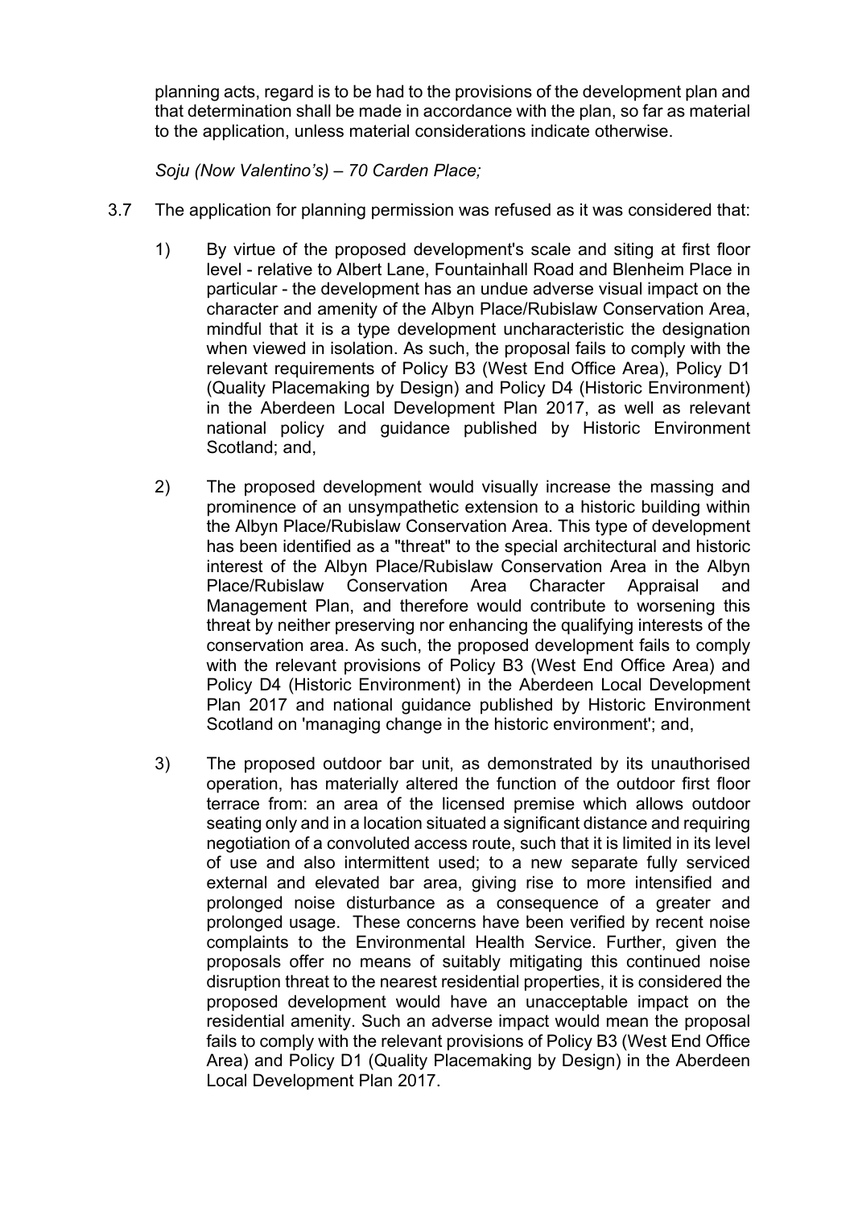planning acts, regard is to be had to the provisions of the development plan and that determination shall be made in accordance with the plan, so far as material to the application, unless material considerations indicate otherwise.

*Soju (Now Valentino's) – 70 Carden Place;*

3.7 The application for planning permission was refused as it was considered that:

1) By virtue of the proposed development's scale and siting at first floor level - relative to Albert Lane, Fountainhall Road and Blenheim Place in particular - the development has an undue adverse visual impact on the character and amenity of the Albyn Place/Rubislaw Conservation Area, mindful that it is a type development uncharacteristic the designation when viewed in isolation. As such, the proposal fails to comply with the relevant requirements of Policy B3 (West End Office Area), Policy D1 (Quality Placemaking by Design) and Policy D4 (Historic Environment) in the Aberdeen Local Development Plan 2017, as well as relevant national policy and guidance published by Historic Environment Scotland; and,

2) The proposed development would visually increase the massing and prominence of an unsympathetic extension to a historic building within the Albyn Place/Rubislaw Conservation Area. This type of development has been identified as a "threat" to the special architectural and historic interest of the Albyn Place/Rubislaw Conservation Area in the Albyn Place/Rubislaw Conservation Area Character Appraisal and Management Plan, and therefore would contribute to worsening this threat by neither preserving nor enhancing the qualifying interests of the conservation area. As such, the proposed development fails to comply with the relevant provisions of Policy B3 (West End Office Area) and Policy D4 (Historic Environment) in the Aberdeen Local Development Plan 2017 and national guidance published by Historic Environment Scotland on 'managing change in the historic environment'; and,

3) The proposed outdoor bar unit, as demonstrated by its unauthorised operation, has materially altered the function of the outdoor first floor terrace from: an area of the licensed premise which allows outdoor seating only and in a location situated a significant distance and requiring negotiation of a convoluted access route, such that it is limited in its level of use and also intermittent used; to a new separate fully serviced external and elevated bar area, giving rise to more intensified and prolonged noise disturbance as a consequence of a greater and prolonged usage. These concerns have been verified by recent noise complaints to the Environmental Health Service. Further, given the proposals offer no means of suitably mitigating this continued noise disruption threat to the nearest residential properties, it is considered the proposed development would have an unacceptable impact on the residential amenity. Such an adverse impact would mean the proposal fails to comply with the relevant provisions of Policy B3 (West End Office Area) and Policy D1 (Quality Placemaking by Design) in the Aberdeen Local Development Plan 2017.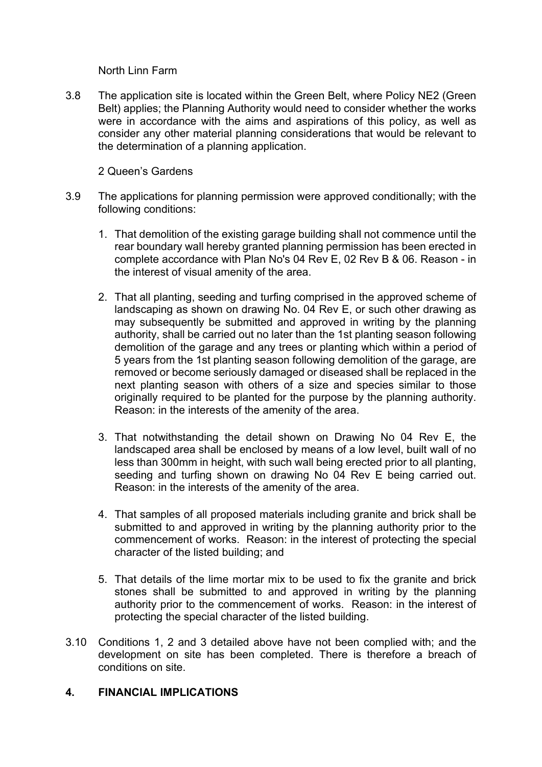North Linn Farm

3.8 The application site is located within the Green Belt, where Policy NE2 (Green Belt) applies; the Planning Authority would need to consider whether the works were in accordance with the aims and aspirations of this policy, as well as consider any other material planning considerations that would be relevant to the determination of a planning application.

2 Queen's Gardens

3.9 The applications for planning permission were approved conditionally; with the following conditions:

1. That demolition of the existing garage building shall not commence until the rear boundary wall hereby granted planning permission has been erected in complete accordance with Plan No's 04 Rev E, 02 Rev B & 06. Reason - in the interest of visual amenity of the area.

2. That all planting, seeding and turfing comprised in the approved scheme of landscaping as shown on drawing No. 04 Rev E, or such other drawing as may subsequently be submitted and approved in writing by the planning authority, shall be carried out no later than the 1st planting season following demolition of the garage and any trees or planting which within a period of 5 years from the 1st planting season following demolition of the garage, are removed or become seriously damaged or diseased shall be replaced in the next planting season with others of a size and species similar to those originally required to be planted for the purpose by the planning authority. Reason: in the interests of the amenity of the area.

3. That notwithstanding the detail shown on Drawing No 04 Rev E, the landscaped area shall be enclosed by means of a low level, built wall of no less than 300mm in height, with such wall being erected prior to all planting, seeding and turfing shown on drawing No 04 Rev E being carried out. Reason: in the interests of the amenity of the area.

4. That samples of all proposed materials including granite and brick shall be submitted to and approved in writing by the planning authority prior to the commencement of works. Reason: in the interest of protecting the special character of the listed building; and

5. That details of the lime mortar mix to be used to fix the granite and brick stones shall be submitted to and approved in writing by the planning authority prior to the commencement of works. Reason: in the interest of protecting the special character of the listed building.

3.10 Conditions 1, 2 and 3 detailed above have not been complied with; and the development on site has been completed. There is therefore a breach of conditions on site.

## 4. FINANCIAL IMPLICATIONS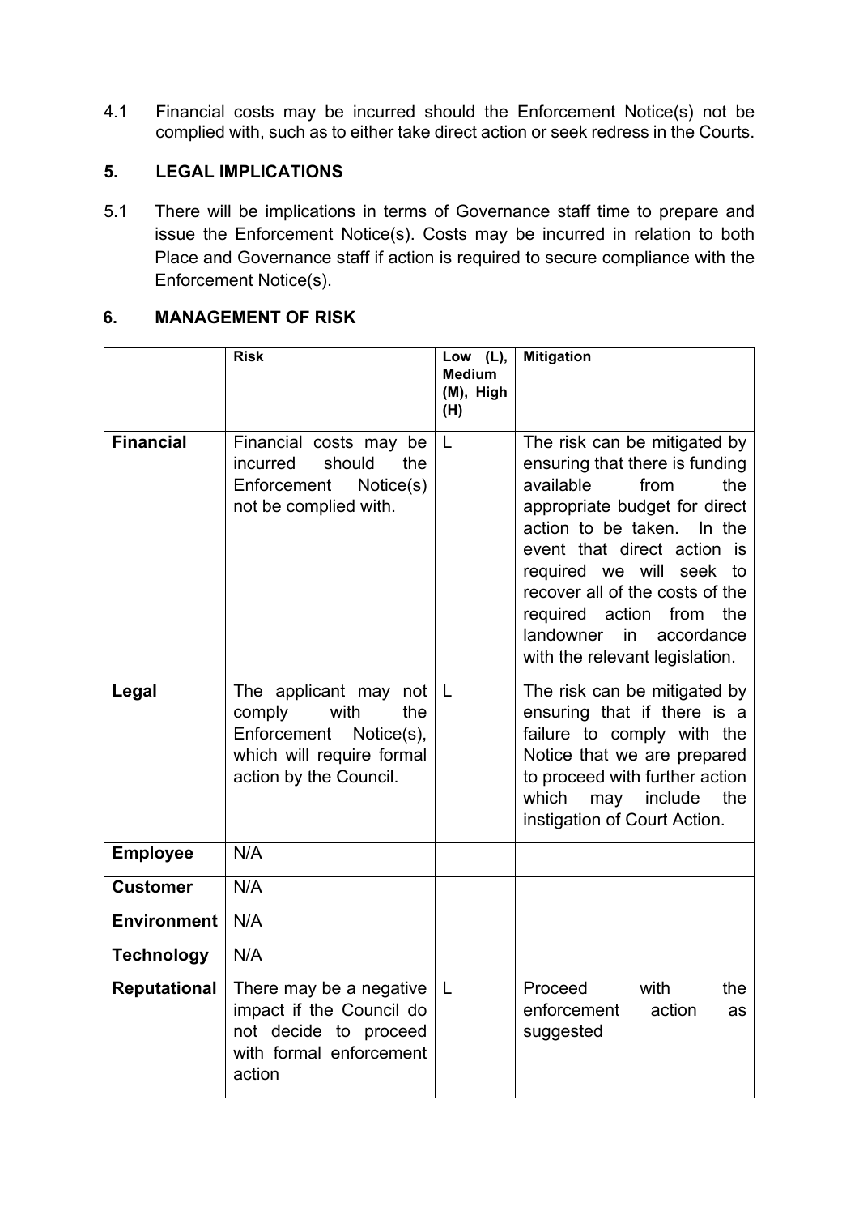4.1 Financial costs may be incurred should the Enforcement Notice(s) not be complied with, such as to either take direct action or seek redress in the Courts.

## 5. LEGAL IMPLICATIONS

5.1 There will be implications in terms of Governance staff time to prepare and issue the Enforcement Notice(s). Costs may be incurred in relation to both Place and Governance staff if action is required to secure compliance with the Enforcement Notice(s).

## 6. MANAGEMENT OF RISK

| | **Risk** | **Low (L), Medium (M), High (H)** | **Mitigation** |
|---|---|---|---|
| **Financial** | Financial costs may be incurred should the Enforcement Notice(s) not be complied with. | L | The risk can be mitigated by ensuring that there is funding available from the appropriate budget for direct action to be taken. In the event that direct action is required we will seek to recover all of the costs of the required action from the landowner in accordance with the relevant legislation. |
| **Legal** | The applicant may not comply with the Enforcement Notice(s), which will require formal action by the Council. | L | The risk can be mitigated by ensuring that if there is a failure to comply with the Notice that we are prepared to proceed with further action which may include the instigation of Court Action. |
| **Employee** | N/A | | |
| **Customer** | N/A | | |
| **Environment** | N/A | | |
| **Technology** | N/A | | |
| **Reputational** | There may be a negative impact if the Council do not decide to proceed with formal enforcement action | L | Proceed with the enforcement action as suggested |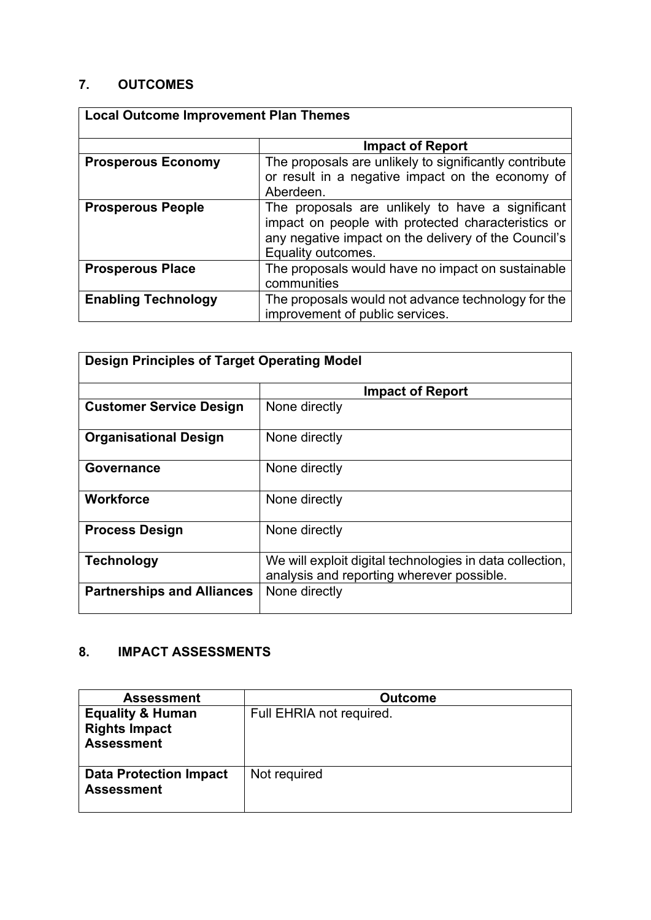## 7. OUTCOMES

| Local Outcome Improvement Plan Themes | |
|---|---|
| | **Impact of Report** |
| **Prosperous Economy** | The proposals are unlikely to significantly contribute or result in a negative impact on the economy of Aberdeen. |
| **Prosperous People** | The proposals are unlikely to have a significant impact on people with protected characteristics or any negative impact on the delivery of the Council's Equality outcomes. |
| **Prosperous Place** | The proposals would have no impact on sustainable communities |
| **Enabling Technology** | The proposals would not advance technology for the improvement of public services. |

| Design Principles of Target Operating Model | |
|---|---|
| | **Impact of Report** |
| **Customer Service Design** | None directly |
| **Organisational Design** | None directly |
| **Governance** | None directly |
| **Workforce** | None directly |
| **Process Design** | None directly |
| **Technology** | We will exploit digital technologies in data collection, analysis and reporting wherever possible. |
| **Partnerships and Alliances** | None directly |

## 8. IMPACT ASSESSMENTS

| Assessment | Outcome |
|---|---|
| **Equality & Human Rights Impact Assessment** | Full EHRIA not required. |
| **Data Protection Impact Assessment** | Not required |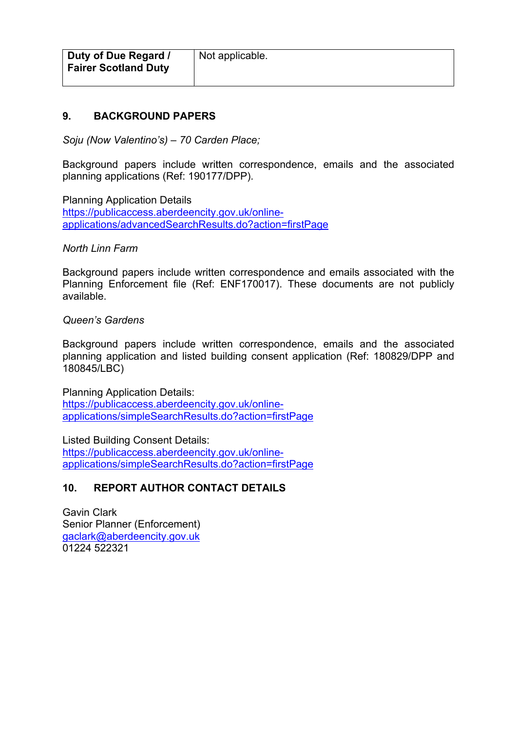| | |
|---|---|
| **Duty of Due Regard / Fairer Scotland Duty** | Not applicable. |

## 9. BACKGROUND PAPERS

*Soju (Now Valentino's) – 70 Carden Place;*

Background papers include written correspondence, emails and the associated planning applications (Ref: 190177/DPP).

Planning Application Details
https://publicaccess.aberdeencity.gov.uk/online-applications/advancedSearchResults.do?action=firstPage

*North Linn Farm*

Background papers include written correspondence and emails associated with the Planning Enforcement file (Ref: ENF170017). These documents are not publicly available.

*Queen's Gardens*

Background papers include written correspondence, emails and the associated planning application and listed building consent application (Ref: 180829/DPP and 180845/LBC)

Planning Application Details:
https://publicaccess.aberdeencity.gov.uk/online-applications/simpleSearchResults.do?action=firstPage

Listed Building Consent Details:
https://publicaccess.aberdeencity.gov.uk/online-applications/simpleSearchResults.do?action=firstPage

## 10. REPORT AUTHOR CONTACT DETAILS

Gavin Clark
Senior Planner (Enforcement)
gaclark@aberdeencity.gov.uk
01224 522321